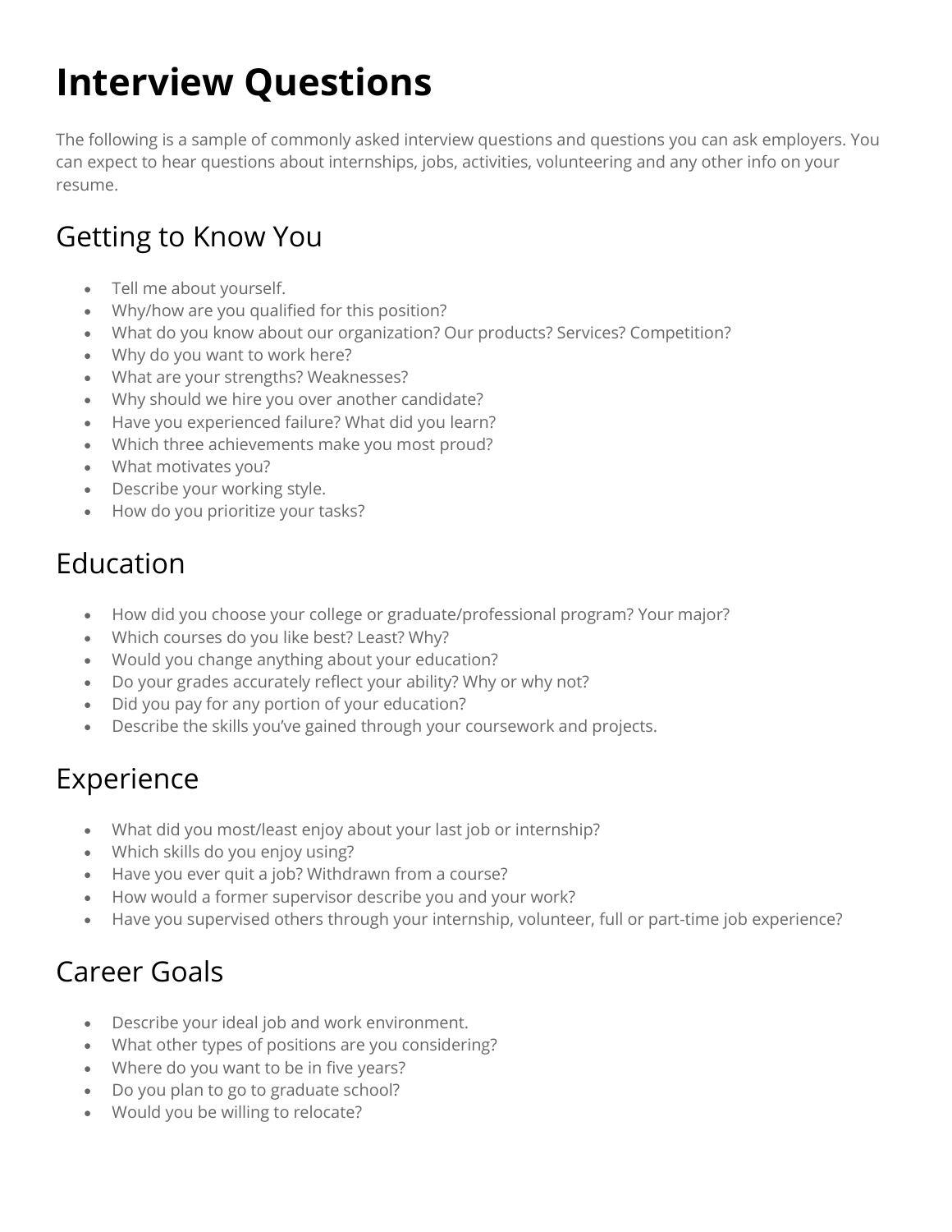# Interview Questions

The following is a sample of commonly asked interview questions and questions you can ask employers. You can expect to hear questions about internships, jobs, activities, volunteering and any other info on your resume.

## Getting to Know You

- Tell me about yourself.
- Why/how are you qualified for this position?
- What do you know about our organization? Our products? Services? Competition?
- Why do you want to work here?
- What are your strengths? Weaknesses?
- Why should we hire you over another candidate?
- Have you experienced failure? What did you learn?
- Which three achievements make you most proud?
- What motivates you?
- Describe your working style.
- How do you prioritize your tasks?

## Education

- How did you choose your college or graduate/professional program? Your major?
- Which courses do you like best? Least? Why?
- Would you change anything about your education?
- Do your grades accurately reflect your ability? Why or why not?
- Did you pay for any portion of your education?
- Describe the skills you've gained through your coursework and projects.

## Experience

- What did you most/least enjoy about your last job or internship?
- Which skills do you enjoy using?
- Have you ever quit a job? Withdrawn from a course?
- How would a former supervisor describe you and your work?
- Have you supervised others through your internship, volunteer, full or part-time job experience?

## Career Goals

- Describe your ideal job and work environment.
- What other types of positions are you considering?
- Where do you want to be in five years?
- Do you plan to go to graduate school?
- Would you be willing to relocate?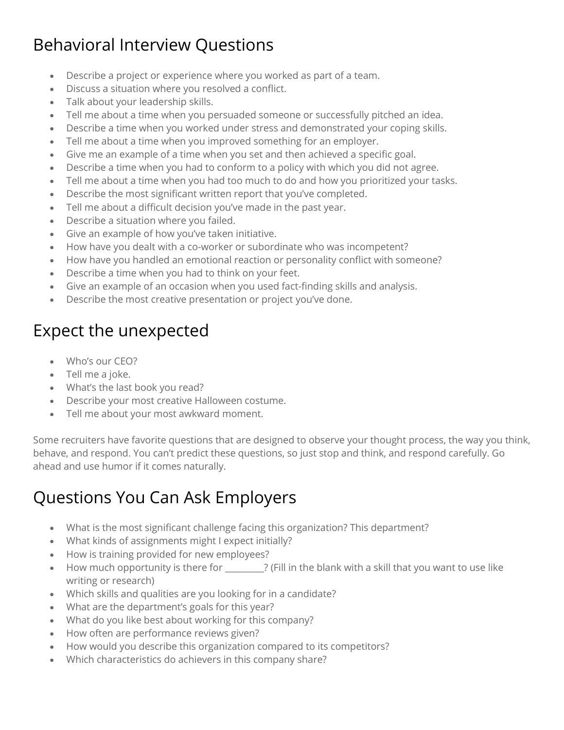## Behavioral Interview Questions

- Describe a project or experience where you worked as part of a team.
- Discuss a situation where you resolved a conflict.
- Talk about your leadership skills.
- Tell me about a time when you persuaded someone or successfully pitched an idea.
- Describe a time when you worked under stress and demonstrated your coping skills.
- Tell me about a time when you improved something for an employer.
- Give me an example of a time when you set and then achieved a specific goal.
- Describe a time when you had to conform to a policy with which you did not agree.
- Tell me about a time when you had too much to do and how you prioritized your tasks.
- Describe the most significant written report that you've completed.
- Tell me about a difficult decision you've made in the past year.
- Describe a situation where you failed.
- Give an example of how you've taken initiative.
- How have you dealt with a co-worker or subordinate who was incompetent?
- How have you handled an emotional reaction or personality conflict with someone?
- Describe a time when you had to think on your feet.
- Give an example of an occasion when you used fact-finding skills and analysis.
- Describe the most creative presentation or project you've done.

## Expect the unexpected

- Who's our CEO?
- Tell me a joke.
- What's the last book you read?
- Describe your most creative Halloween costume.
- Tell me about your most awkward moment.

Some recruiters have favorite questions that are designed to observe your thought process, the way you think, behave, and respond. You can't predict these questions, so just stop and think, and respond carefully. Go ahead and use humor if it comes naturally.

## Questions You Can Ask Employers

- What is the most significant challenge facing this organization? This department?
- What kinds of assignments might I expect initially?
- How is training provided for new employees?
- How much opportunity is there for _________? (Fill in the blank with a skill that you want to use like writing or research)
- Which skills and qualities are you looking for in a candidate?
- What are the department's goals for this year?
- What do you like best about working for this company?
- How often are performance reviews given?
- How would you describe this organization compared to its competitors?
- Which characteristics do achievers in this company share?